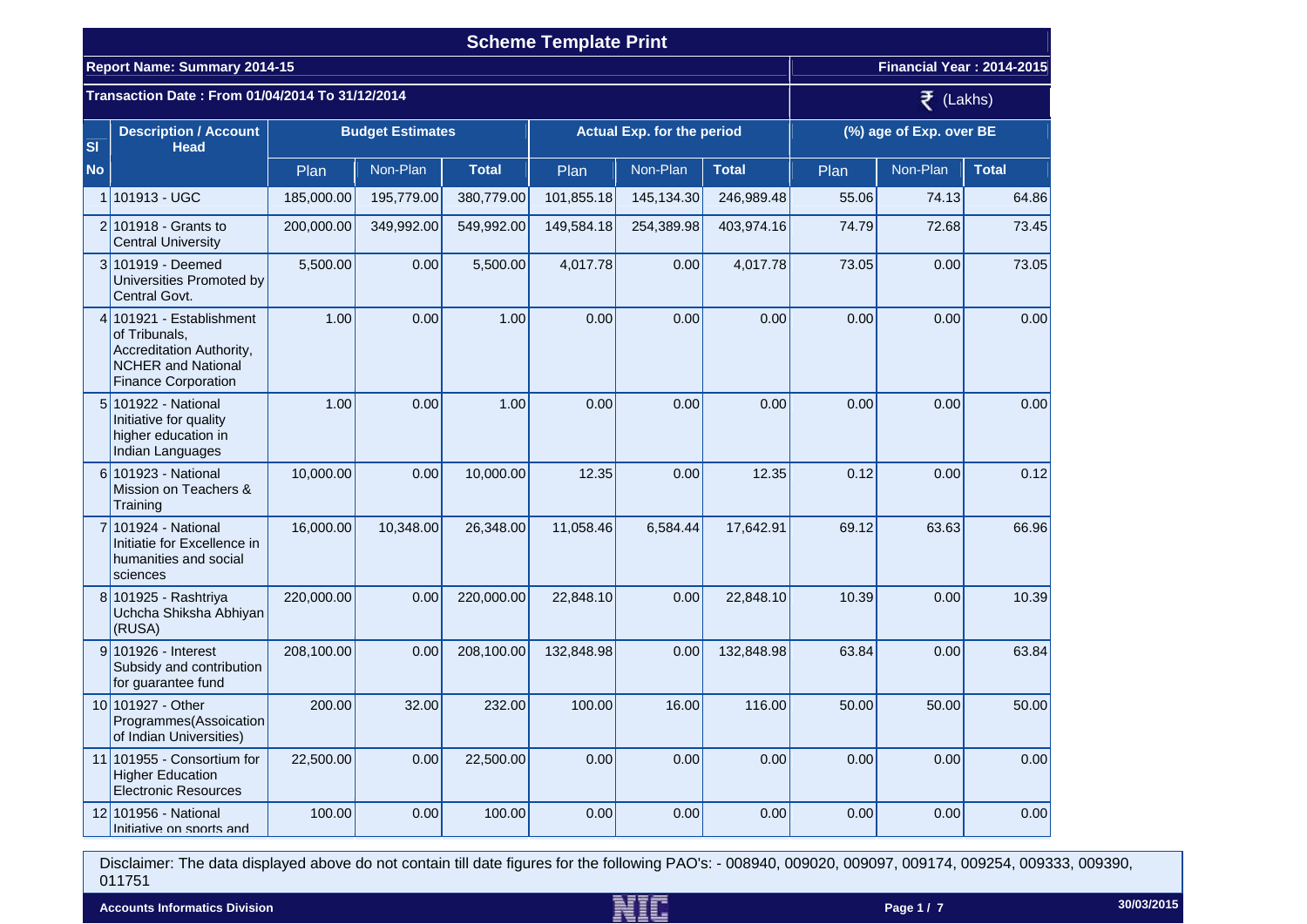# Scheme Template Print

**Report Name: Summary 2014-15** | **Financial Year : 2014-2015**

**Transaction Date : From 01/04/2014 To 31/12/2014** | ₹ (Lakhs)

| Sl No | Description / Account Head | Budget Estimates | | | Actual Exp. for the period | | | (%) age of Exp. over BE | | |
|---|---|---|---|---|---|---|---|---|---|---|
| | | Plan | Non-Plan | Total | Plan | Non-Plan | Total | Plan | Non-Plan | Total |
| 1 | 101913 - UGC | 185,000.00 | 195,779.00 | 380,779.00 | 101,855.18 | 145,134.30 | 246,989.48 | 55.06 | 74.13 | 64.86 |
| 2 | 101918 - Grants to Central University | 200,000.00 | 349,992.00 | 549,992.00 | 149,584.18 | 254,389.98 | 403,974.16 | 74.79 | 72.68 | 73.45 |
| 3 | 101919 - Deemed Universities Promoted by Central Govt. | 5,500.00 | 0.00 | 5,500.00 | 4,017.78 | 0.00 | 4,017.78 | 73.05 | 0.00 | 73.05 |
| 4 | 101921 - Establishment of Tribunals, Accreditation Authority, NCHER and National Finance Corporation | 1.00 | 0.00 | 1.00 | 0.00 | 0.00 | 0.00 | 0.00 | 0.00 | 0.00 |
| 5 | 101922 - National Initiative for quality higher education in Indian Languages | 1.00 | 0.00 | 1.00 | 0.00 | 0.00 | 0.00 | 0.00 | 0.00 | 0.00 |
| 6 | 101923 - National Mission on Teachers & Training | 10,000.00 | 0.00 | 10,000.00 | 12.35 | 0.00 | 12.35 | 0.12 | 0.00 | 0.12 |
| 7 | 101924 - National Initiatie for Excellence in humanities and social sciences | 16,000.00 | 10,348.00 | 26,348.00 | 11,058.46 | 6,584.44 | 17,642.91 | 69.12 | 63.63 | 66.96 |
| 8 | 101925 - Rashtriya Uchcha Shiksha Abhiyan (RUSA) | 220,000.00 | 0.00 | 220,000.00 | 22,848.10 | 0.00 | 22,848.10 | 10.39 | 0.00 | 10.39 |
| 9 | 101926 - Interest Subsidy and contribution for guarantee fund | 208,100.00 | 0.00 | 208,100.00 | 132,848.98 | 0.00 | 132,848.98 | 63.84 | 0.00 | 63.84 |
| 10 | 101927 - Other Programmes(Assoication of Indian Universities) | 200.00 | 32.00 | 232.00 | 100.00 | 16.00 | 116.00 | 50.00 | 50.00 | 50.00 |
| 11 | 101955 - Consortium for Higher Education Electronic Resources | 22,500.00 | 0.00 | 22,500.00 | 0.00 | 0.00 | 0.00 | 0.00 | 0.00 | 0.00 |
| 12 | 101956 - National Initiative on sports and | 100.00 | 0.00 | 100.00 | 0.00 | 0.00 | 0.00 | 0.00 | 0.00 | 0.00 |

Disclaimer: The data displayed above do not contain till date figures for the following PAO's: - 008940, 009020, 009097, 009174, 009254, 009333, 009390, 011751

Accounts Informatics Division

30/03/2015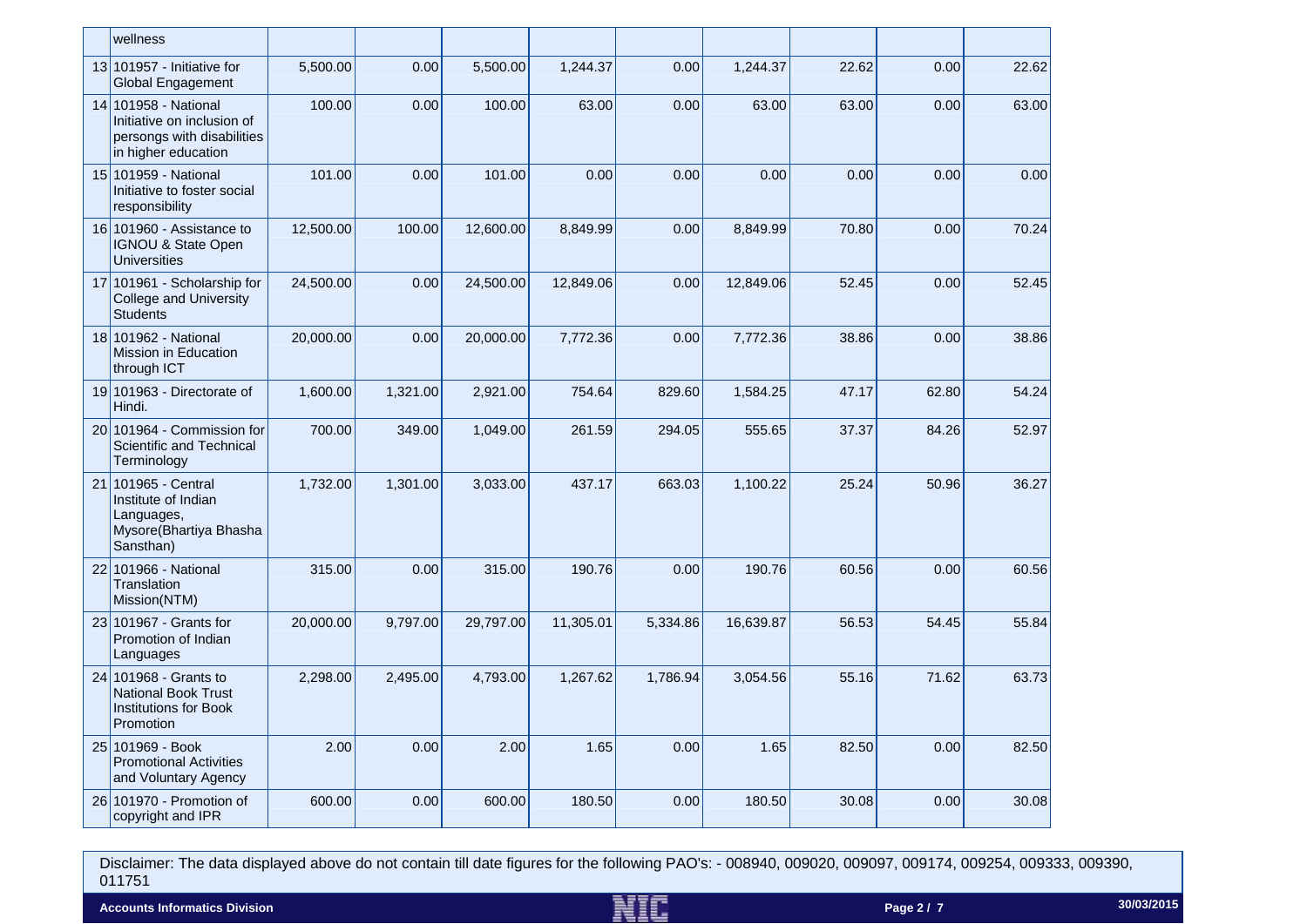| | | | | | | | | | |
|---|---|---|---|---|---|---|---|---|---|
| | wellness | | | | | | | | | |
| 13 | 101957 - Initiative for Global Engagement | 5,500.00 | 0.00 | 5,500.00 | 1,244.37 | 0.00 | 1,244.37 | 22.62 | 0.00 | 22.62 |
| 14 | 101958 - National Initiative on inclusion of persongs with disabilities in higher education | 100.00 | 0.00 | 100.00 | 63.00 | 0.00 | 63.00 | 63.00 | 0.00 | 63.00 |
| 15 | 101959 - National Initiative to foster social responsibility | 101.00 | 0.00 | 101.00 | 0.00 | 0.00 | 0.00 | 0.00 | 0.00 | 0.00 |
| 16 | 101960 - Assistance to IGNOU & State Open Universities | 12,500.00 | 100.00 | 12,600.00 | 8,849.99 | 0.00 | 8,849.99 | 70.80 | 0.00 | 70.24 |
| 17 | 101961 - Scholarship for College and University Students | 24,500.00 | 0.00 | 24,500.00 | 12,849.06 | 0.00 | 12,849.06 | 52.45 | 0.00 | 52.45 |
| 18 | 101962 - National Mission in Education through ICT | 20,000.00 | 0.00 | 20,000.00 | 7,772.36 | 0.00 | 7,772.36 | 38.86 | 0.00 | 38.86 |
| 19 | 101963 - Directorate of Hindi. | 1,600.00 | 1,321.00 | 2,921.00 | 754.64 | 829.60 | 1,584.25 | 47.17 | 62.80 | 54.24 |
| 20 | 101964 - Commission for Scientific and Technical Terminology | 700.00 | 349.00 | 1,049.00 | 261.59 | 294.05 | 555.65 | 37.37 | 84.26 | 52.97 |
| 21 | 101965 - Central Institute of Indian Languages, Mysore(Bhartiya Bhasha Sansthan) | 1,732.00 | 1,301.00 | 3,033.00 | 437.17 | 663.03 | 1,100.22 | 25.24 | 50.96 | 36.27 |
| 22 | 101966 - National Translation Mission(NTM) | 315.00 | 0.00 | 315.00 | 190.76 | 0.00 | 190.76 | 60.56 | 0.00 | 60.56 |
| 23 | 101967 - Grants for Promotion of Indian Languages | 20,000.00 | 9,797.00 | 29,797.00 | 11,305.01 | 5,334.86 | 16,639.87 | 56.53 | 54.45 | 55.84 |
| 24 | 101968 - Grants to National Book Trust Institutions for Book Promotion | 2,298.00 | 2,495.00 | 4,793.00 | 1,267.62 | 1,786.94 | 3,054.56 | 55.16 | 71.62 | 63.73 |
| 25 | 101969 - Book Promotional Activities and Voluntary Agency | 2.00 | 0.00 | 2.00 | 1.65 | 0.00 | 1.65 | 82.50 | 0.00 | 82.50 |
| 26 | 101970 - Promotion of copyright and IPR | 600.00 | 0.00 | 600.00 | 180.50 | 0.00 | 180.50 | 30.08 | 0.00 | 30.08 |

Disclaimer: The data displayed above do not contain till date figures for the following PAO's: - 008940, 009020, 009097, 009174, 009254, 009333, 009390, 011751

Accounts Informatics Division

30/03/2015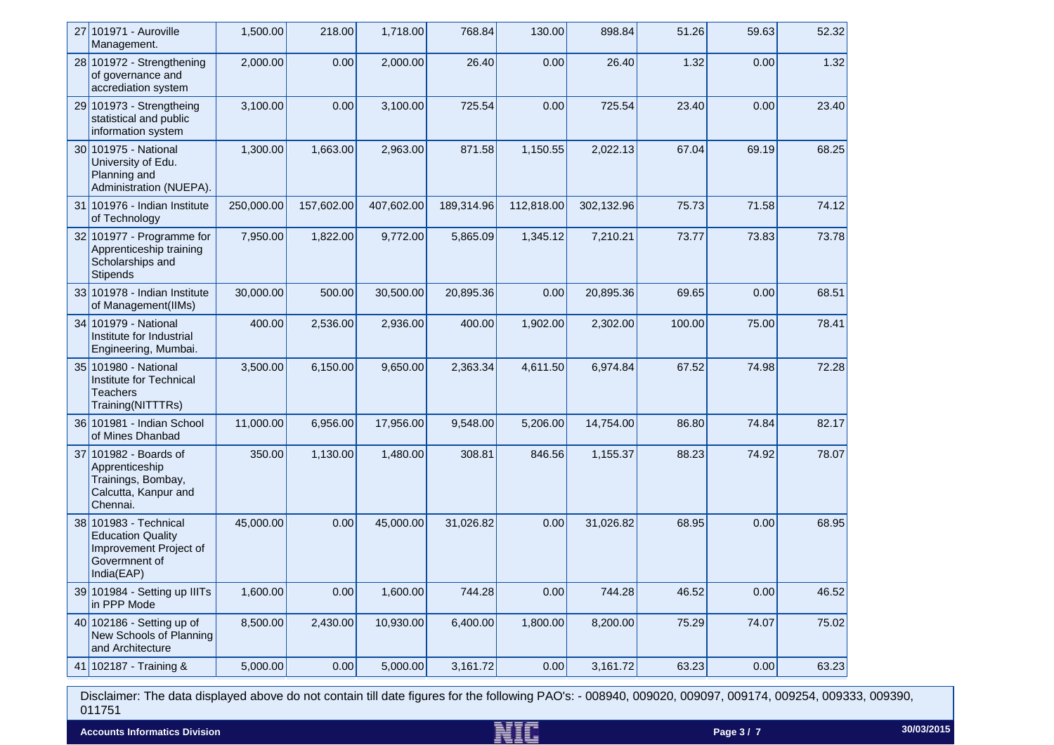| 27 | 101971 - Auroville Management. | 1,500.00 | 218.00 | 1,718.00 | 768.84 | 130.00 | 898.84 | 51.26 | 59.63 | 52.32 |
|---|---|---|---|---|---|---|---|---|---|---|
| 28 | 101972 - Strengthening of governance and accrediation system | 2,000.00 | 0.00 | 2,000.00 | 26.40 | 0.00 | 26.40 | 1.32 | 0.00 | 1.32 |
| 29 | 101973 - Strengtheing statistical and public information system | 3,100.00 | 0.00 | 3,100.00 | 725.54 | 0.00 | 725.54 | 23.40 | 0.00 | 23.40 |
| 30 | 101975 - National University of Edu. Planning and Administration (NUEPA). | 1,300.00 | 1,663.00 | 2,963.00 | 871.58 | 1,150.55 | 2,022.13 | 67.04 | 69.19 | 68.25 |
| 31 | 101976 - Indian Institute of Technology | 250,000.00 | 157,602.00 | 407,602.00 | 189,314.96 | 112,818.00 | 302,132.96 | 75.73 | 71.58 | 74.12 |
| 32 | 101977 - Programme for Apprenticeship training Scholarships and Stipends | 7,950.00 | 1,822.00 | 9,772.00 | 5,865.09 | 1,345.12 | 7,210.21 | 73.77 | 73.83 | 73.78 |
| 33 | 101978 - Indian Institute of Management(IIMs) | 30,000.00 | 500.00 | 30,500.00 | 20,895.36 | 0.00 | 20,895.36 | 69.65 | 0.00 | 68.51 |
| 34 | 101979 - National Institute for Industrial Engineering, Mumbai. | 400.00 | 2,536.00 | 2,936.00 | 400.00 | 1,902.00 | 2,302.00 | 100.00 | 75.00 | 78.41 |
| 35 | 101980 - National Institute for Technical Teachers Training(NITTTRs) | 3,500.00 | 6,150.00 | 9,650.00 | 2,363.34 | 4,611.50 | 6,974.84 | 67.52 | 74.98 | 72.28 |
| 36 | 101981 - Indian School of Mines Dhanbad | 11,000.00 | 6,956.00 | 17,956.00 | 9,548.00 | 5,206.00 | 14,754.00 | 86.80 | 74.84 | 82.17 |
| 37 | 101982 - Boards of Apprenticeship Trainings, Bombay, Calcutta, Kanpur and Chennai. | 350.00 | 1,130.00 | 1,480.00 | 308.81 | 846.56 | 1,155.37 | 88.23 | 74.92 | 78.07 |
| 38 | 101983 - Technical Education Quality Improvement Project of Govermnent of India(EAP) | 45,000.00 | 0.00 | 45,000.00 | 31,026.82 | 0.00 | 31,026.82 | 68.95 | 0.00 | 68.95 |
| 39 | 101984 - Setting up IIITs in PPP Mode | 1,600.00 | 0.00 | 1,600.00 | 744.28 | 0.00 | 744.28 | 46.52 | 0.00 | 46.52 |
| 40 | 102186 - Setting up of New Schools of Planning and Architecture | 8,500.00 | 2,430.00 | 10,930.00 | 6,400.00 | 1,800.00 | 8,200.00 | 75.29 | 74.07 | 75.02 |
| 41 | 102187 - Training & | 5,000.00 | 0.00 | 5,000.00 | 3,161.72 | 0.00 | 3,161.72 | 63.23 | 0.00 | 63.23 |

Disclaimer: The data displayed above do not contain till date figures for the following PAO's: - 008940, 009020, 009097, 009174, 009254, 009333, 009390, 011751

Accounts Informatics Division

30/03/2015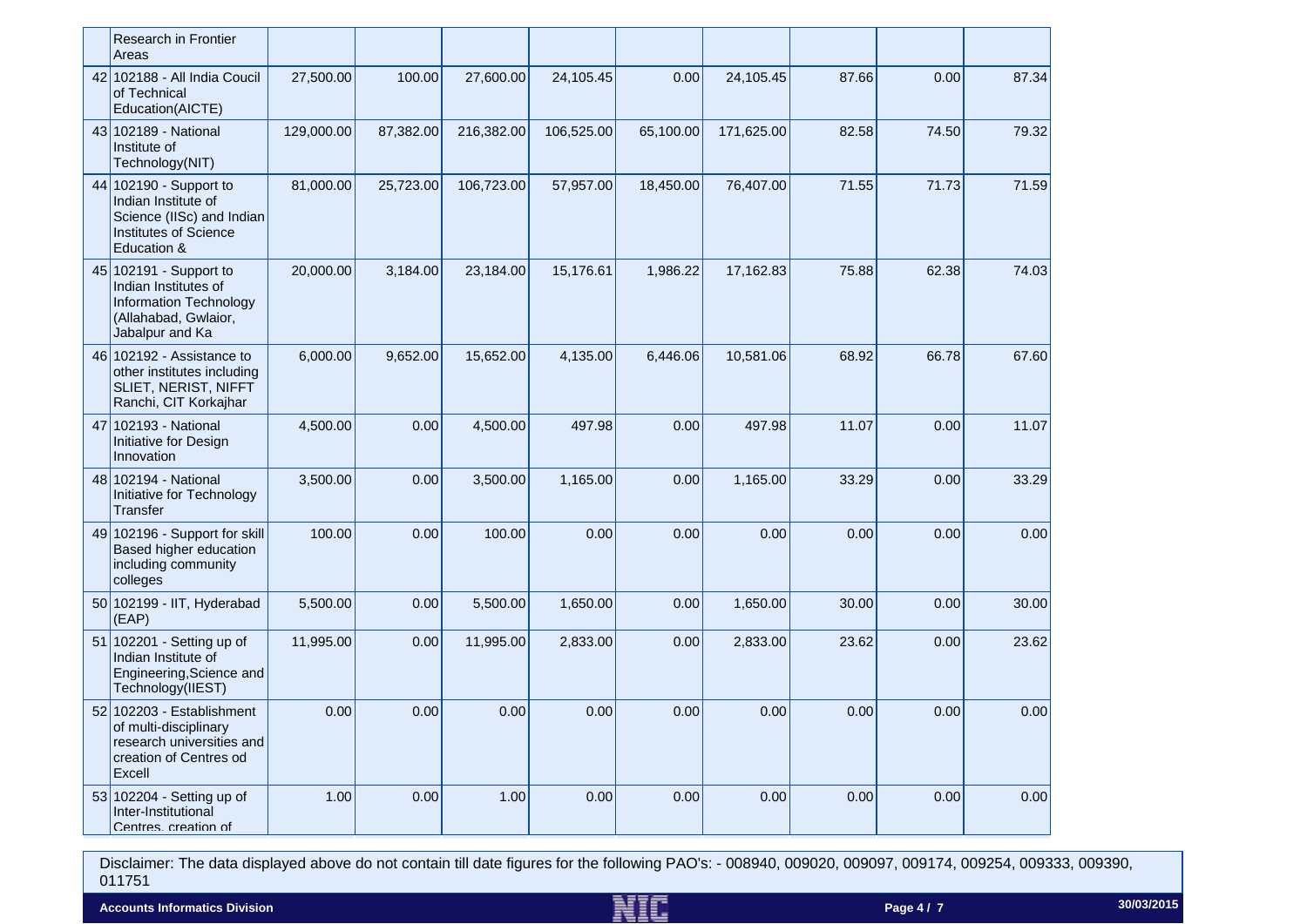| | | | | | | | | | |
|---|---|---|---|---|---|---|---|---|---|
| | Research in Frontier Areas | | | | | | | | | |
| 42 | 102188 - All India Coucil of Technical Education(AICTE) | 27,500.00 | 100.00 | 27,600.00 | 24,105.45 | 0.00 | 24,105.45 | 87.66 | 0.00 | 87.34 |
| 43 | 102189 - National Institute of Technology(NIT) | 129,000.00 | 87,382.00 | 216,382.00 | 106,525.00 | 65,100.00 | 171,625.00 | 82.58 | 74.50 | 79.32 |
| 44 | 102190 - Support to Indian Institute of Science (IISc) and Indian Institutes of Science Education & | 81,000.00 | 25,723.00 | 106,723.00 | 57,957.00 | 18,450.00 | 76,407.00 | 71.55 | 71.73 | 71.59 |
| 45 | 102191 - Support to Indian Institutes of Information Technology (Allahabad, Gwlaior, Jabalpur and Ka | 20,000.00 | 3,184.00 | 23,184.00 | 15,176.61 | 1,986.22 | 17,162.83 | 75.88 | 62.38 | 74.03 |
| 46 | 102192 - Assistance to other institutes including SLIET, NERIST, NIFFT Ranchi, CIT Korkajhar | 6,000.00 | 9,652.00 | 15,652.00 | 4,135.00 | 6,446.06 | 10,581.06 | 68.92 | 66.78 | 67.60 |
| 47 | 102193 - National Initiative for Design Innovation | 4,500.00 | 0.00 | 4,500.00 | 497.98 | 0.00 | 497.98 | 11.07 | 0.00 | 11.07 |
| 48 | 102194 - National Initiative for Technology Transfer | 3,500.00 | 0.00 | 3,500.00 | 1,165.00 | 0.00 | 1,165.00 | 33.29 | 0.00 | 33.29 |
| 49 | 102196 - Support for skill Based higher education including community colleges | 100.00 | 0.00 | 100.00 | 0.00 | 0.00 | 0.00 | 0.00 | 0.00 | 0.00 |
| 50 | 102199 - IIT, Hyderabad (EAP) | 5,500.00 | 0.00 | 5,500.00 | 1,650.00 | 0.00 | 1,650.00 | 30.00 | 0.00 | 30.00 |
| 51 | 102201 - Setting up of Indian Institute of Engineering,Science and Technology(IIEST) | 11,995.00 | 0.00 | 11,995.00 | 2,833.00 | 0.00 | 2,833.00 | 23.62 | 0.00 | 23.62 |
| 52 | 102203 - Establishment of multi-disciplinary research universities and creation of Centres od Excell | 0.00 | 0.00 | 0.00 | 0.00 | 0.00 | 0.00 | 0.00 | 0.00 | 0.00 |
| 53 | 102204 - Setting up of Inter-Institutional Centres, creation of | 1.00 | 0.00 | 1.00 | 0.00 | 0.00 | 0.00 | 0.00 | 0.00 | 0.00 |

Disclaimer: The data displayed above do not contain till date figures for the following PAO's: - 008940, 009020, 009097, 009174, 009254, 009333, 009390, 011751

Accounts Informatics Division

30/03/2015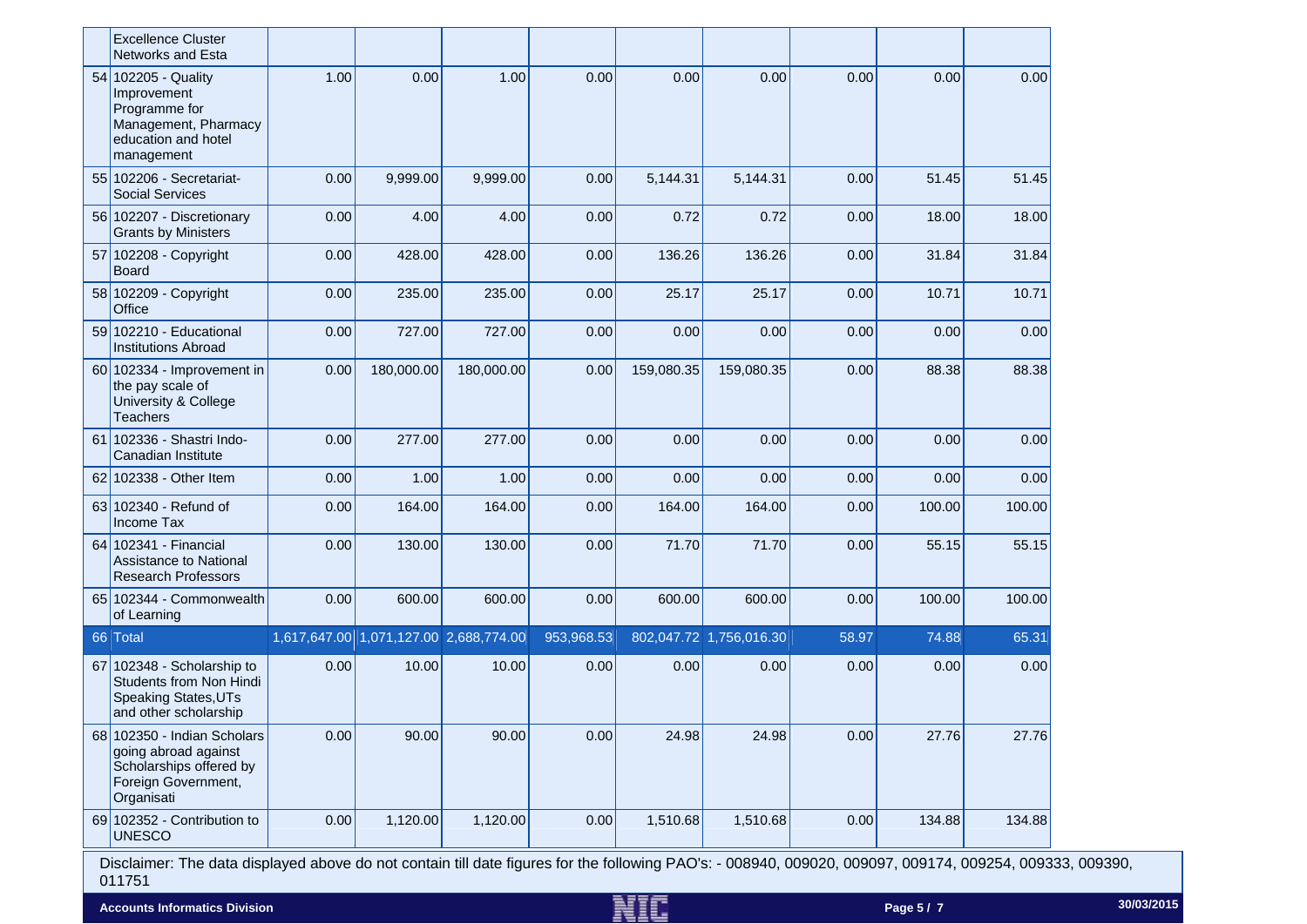| | | | | | | | | | |
|---|---|---|---|---|---|---|---|---|---|
| | Excellence Cluster Networks and Esta | | | | | | | | |
| 54 | 102205 - Quality Improvement Programme for Management, Pharmacy education and hotel management | 1.00 | 0.00 | 1.00 | 0.00 | 0.00 | 0.00 | 0.00 | 0.00 | 0.00 |
| 55 | 102206 - Secretariat-Social Services | 0.00 | 9,999.00 | 9,999.00 | 0.00 | 5,144.31 | 5,144.31 | 0.00 | 51.45 | 51.45 |
| 56 | 102207 - Discretionary Grants by Ministers | 0.00 | 4.00 | 4.00 | 0.00 | 0.72 | 0.72 | 0.00 | 18.00 | 18.00 |
| 57 | 102208 - Copyright Board | 0.00 | 428.00 | 428.00 | 0.00 | 136.26 | 136.26 | 0.00 | 31.84 | 31.84 |
| 58 | 102209 - Copyright Office | 0.00 | 235.00 | 235.00 | 0.00 | 25.17 | 25.17 | 0.00 | 10.71 | 10.71 |
| 59 | 102210 - Educational Institutions Abroad | 0.00 | 727.00 | 727.00 | 0.00 | 0.00 | 0.00 | 0.00 | 0.00 | 0.00 |
| 60 | 102334 - Improvement in the pay scale of University & College Teachers | 0.00 | 180,000.00 | 180,000.00 | 0.00 | 159,080.35 | 159,080.35 | 0.00 | 88.38 | 88.38 |
| 61 | 102336 - Shastri Indo-Canadian Institute | 0.00 | 277.00 | 277.00 | 0.00 | 0.00 | 0.00 | 0.00 | 0.00 | 0.00 |
| 62 | 102338 - Other Item | 0.00 | 1.00 | 1.00 | 0.00 | 0.00 | 0.00 | 0.00 | 0.00 | 0.00 |
| 63 | 102340 - Refund of Income Tax | 0.00 | 164.00 | 164.00 | 0.00 | 164.00 | 164.00 | 0.00 | 100.00 | 100.00 |
| 64 | 102341 - Financial Assistance to National Research Professors | 0.00 | 130.00 | 130.00 | 0.00 | 71.70 | 71.70 | 0.00 | 55.15 | 55.15 |
| 65 | 102344 - Commonwealth of Learning | 0.00 | 600.00 | 600.00 | 0.00 | 600.00 | 600.00 | 0.00 | 100.00 | 100.00 |
| 66 | Total | 1,617,647.00 | 1,071,127.00 | 2,688,774.00 | 953,968.53 | 802,047.72 | 1,756,016.30 | 58.97 | 74.88 | 65.31 |
| 67 | 102348 - Scholarship to Students from Non Hindi Speaking States,UTs and other scholarship | 0.00 | 10.00 | 10.00 | 0.00 | 0.00 | 0.00 | 0.00 | 0.00 | 0.00 |
| 68 | 102350 - Indian Scholars going abroad against Scholarships offered by Foreign Government, Organisati | 0.00 | 90.00 | 90.00 | 0.00 | 24.98 | 24.98 | 0.00 | 27.76 | 27.76 |
| 69 | 102352 - Contribution to UNESCO | 0.00 | 1,120.00 | 1,120.00 | 0.00 | 1,510.68 | 1,510.68 | 0.00 | 134.88 | 134.88 |

Disclaimer: The data displayed above do not contain till date figures for the following PAO's: - 008940, 009020, 009097, 009174, 009254, 009333, 009390, 011751

Accounts Informatics Division

30/03/2015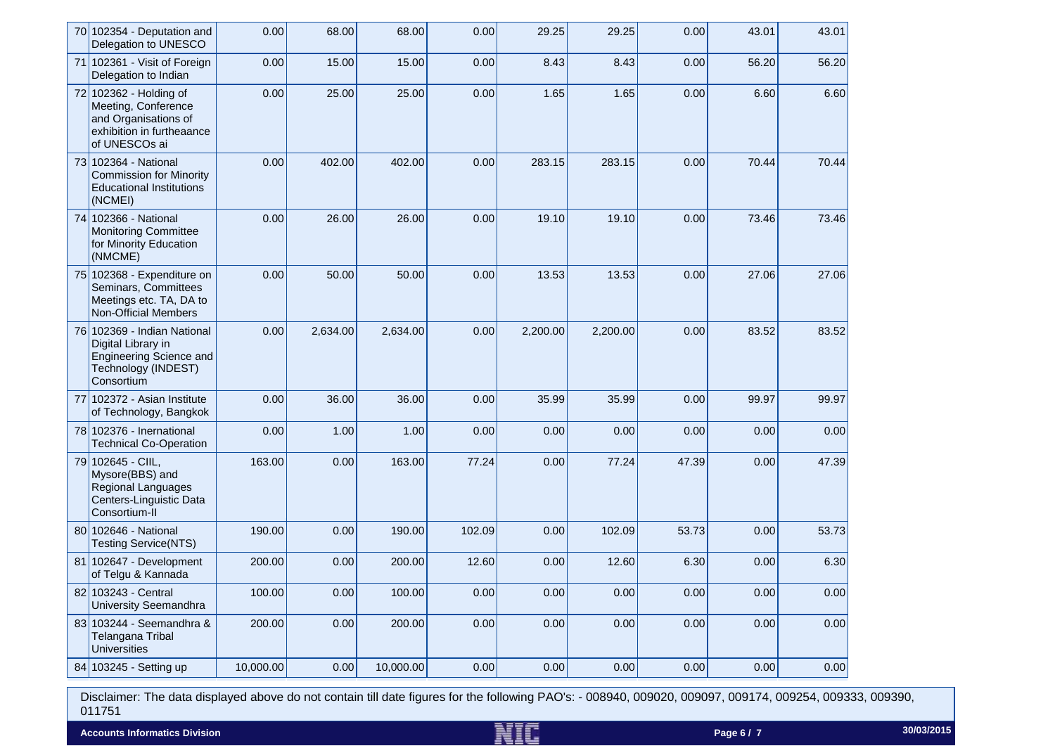| | | | | | | | | | |
|---|---|---|---|---|---|---|---|---|---|
| 70 | 102354 - Deputation and Delegation to UNESCO | 0.00 | 68.00 | 68.00 | 0.00 | 29.25 | 29.25 | 0.00 | 43.01 | 43.01 |
| 71 | 102361 - Visit of Foreign Delegation to Indian | 0.00 | 15.00 | 15.00 | 0.00 | 8.43 | 8.43 | 0.00 | 56.20 | 56.20 |
| 72 | 102362 - Holding of Meeting, Conference and Organisations of exhibition in furtheaance of UNESCOs ai | 0.00 | 25.00 | 25.00 | 0.00 | 1.65 | 1.65 | 0.00 | 6.60 | 6.60 |
| 73 | 102364 - National Commission for Minority Educational Institutions (NCMEI) | 0.00 | 402.00 | 402.00 | 0.00 | 283.15 | 283.15 | 0.00 | 70.44 | 70.44 |
| 74 | 102366 - National Monitoring Committee for Minority Education (NMCME) | 0.00 | 26.00 | 26.00 | 0.00 | 19.10 | 19.10 | 0.00 | 73.46 | 73.46 |
| 75 | 102368 - Expenditure on Seminars, Committees Meetings etc. TA, DA to Non-Official Members | 0.00 | 50.00 | 50.00 | 0.00 | 13.53 | 13.53 | 0.00 | 27.06 | 27.06 |
| 76 | 102369 - Indian National Digital Library in Engineering Science and Technology (INDEST) Consortium | 0.00 | 2,634.00 | 2,634.00 | 0.00 | 2,200.00 | 2,200.00 | 0.00 | 83.52 | 83.52 |
| 77 | 102372 - Asian Institute of Technology, Bangkok | 0.00 | 36.00 | 36.00 | 0.00 | 35.99 | 35.99 | 0.00 | 99.97 | 99.97 |
| 78 | 102376 - Inernational Technical Co-Operation | 0.00 | 1.00 | 1.00 | 0.00 | 0.00 | 0.00 | 0.00 | 0.00 | 0.00 |
| 79 | 102645 - CIIL, Mysore(BBS) and Regional Languages Centers-Linguistic Data Consortium-II | 163.00 | 0.00 | 163.00 | 77.24 | 0.00 | 77.24 | 47.39 | 0.00 | 47.39 |
| 80 | 102646 - National Testing Service(NTS) | 190.00 | 0.00 | 190.00 | 102.09 | 0.00 | 102.09 | 53.73 | 0.00 | 53.73 |
| 81 | 102647 - Development of Telgu & Kannada | 200.00 | 0.00 | 200.00 | 12.60 | 0.00 | 12.60 | 6.30 | 0.00 | 6.30 |
| 82 | 103243 - Central University Seemandhra | 100.00 | 0.00 | 100.00 | 0.00 | 0.00 | 0.00 | 0.00 | 0.00 | 0.00 |
| 83 | 103244 - Seemandhra & Telangana Tribal Universities | 200.00 | 0.00 | 200.00 | 0.00 | 0.00 | 0.00 | 0.00 | 0.00 | 0.00 |
| 84 | 103245 - Setting up | 10,000.00 | 0.00 | 10,000.00 | 0.00 | 0.00 | 0.00 | 0.00 | 0.00 | 0.00 |

Disclaimer: The data displayed above do not contain till date figures for the following PAO's: - 008940, 009020, 009097, 009174, 009254, 009333, 009390, 011751

**Accounts Informatics Division** **30/03/2015**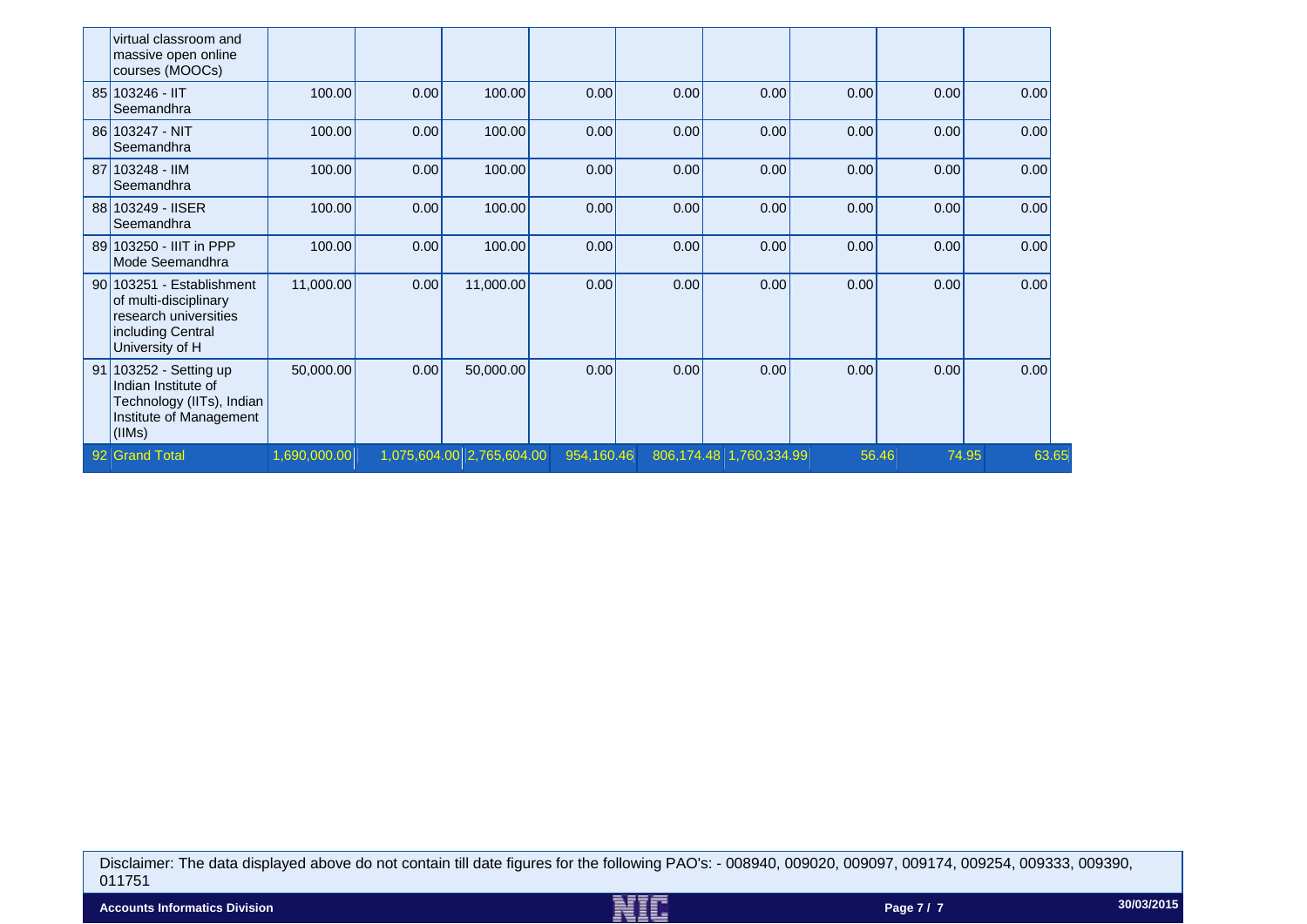| | | | | | | | | | | |
|---|---|---|---|---|---|---|---|---|---|---|
| | virtual classroom and massive open online courses (MOOCs) | | | | | | | | | |
| 85 | 103246 - IIT Seemandhra | 100.00 | 0.00 | 100.00 | 0.00 | 0.00 | 0.00 | 0.00 | 0.00 | 0.00 |
| 86 | 103247 - NIT Seemandhra | 100.00 | 0.00 | 100.00 | 0.00 | 0.00 | 0.00 | 0.00 | 0.00 | 0.00 |
| 87 | 103248 - IIM Seemandhra | 100.00 | 0.00 | 100.00 | 0.00 | 0.00 | 0.00 | 0.00 | 0.00 | 0.00 |
| 88 | 103249 - IISER Seemandhra | 100.00 | 0.00 | 100.00 | 0.00 | 0.00 | 0.00 | 0.00 | 0.00 | 0.00 |
| 89 | 103250 - IIIT in PPP Mode Seemandhra | 100.00 | 0.00 | 100.00 | 0.00 | 0.00 | 0.00 | 0.00 | 0.00 | 0.00 |
| 90 | 103251 - Establishment of multi-disciplinary research universities including Central University of H | 11,000.00 | 0.00 | 11,000.00 | 0.00 | 0.00 | 0.00 | 0.00 | 0.00 | 0.00 |
| 91 | 103252 - Setting up Indian Institute of Technology (IITs), Indian Institute of Management (IIMs) | 50,000.00 | 0.00 | 50,000.00 | 0.00 | 0.00 | 0.00 | 0.00 | 0.00 | 0.00 |
| 92 | Grand Total | 1,690,000.00 | 1,075,604.00 | 2,765,604.00 | 954,160.46 | 806,174.48 | 1,760,334.99 | 56.46 | 74.95 | 63.65 |

Disclaimer: The data displayed above do not contain till date figures for the following PAO's: - 008940, 009020, 009097, 009174, 009254, 009333, 009390, 011751

Accounts Informatics Division

30/03/2015